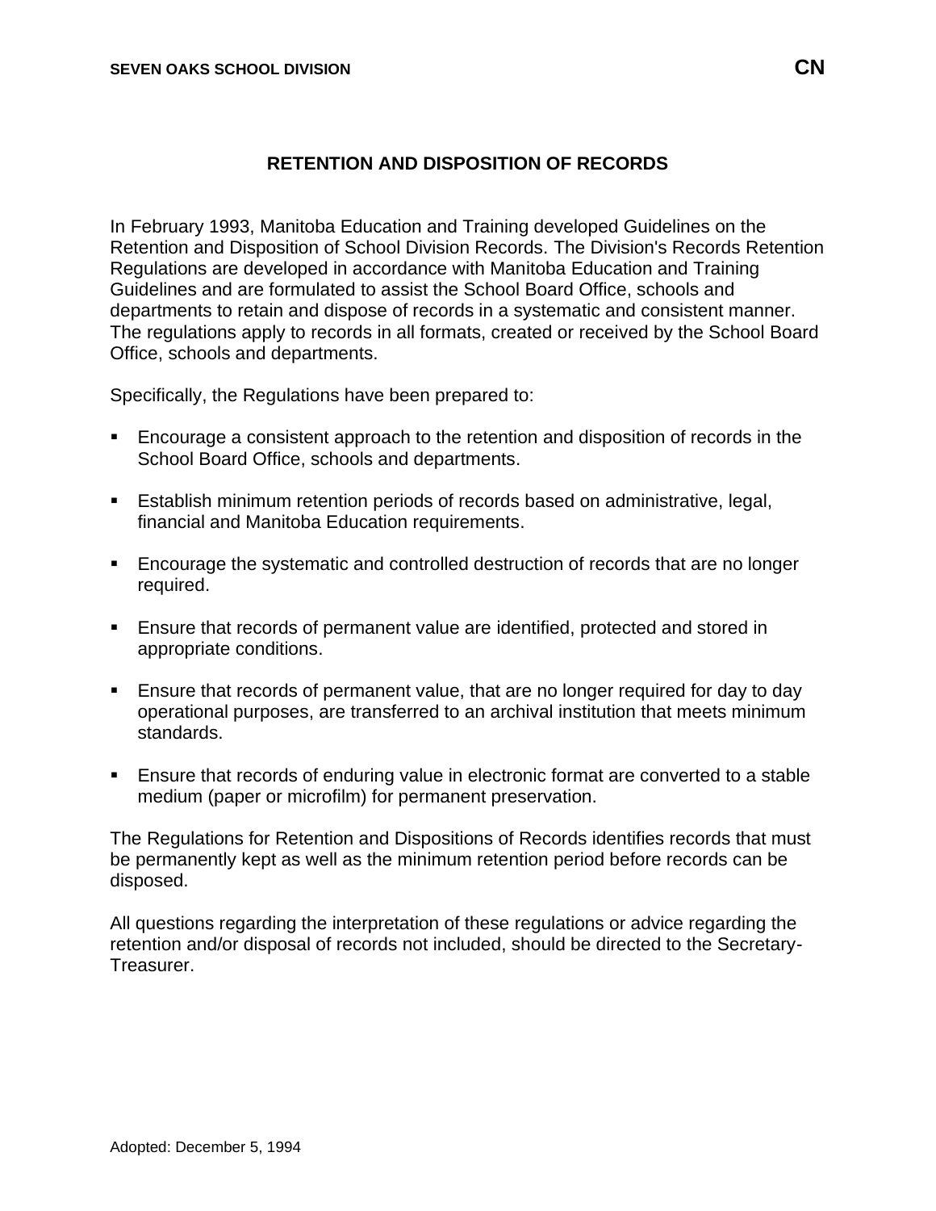# RETENTION AND DISPOSITION OF RECORDS

In February 1993, Manitoba Education and Training developed Guidelines on the Retention and Disposition of School Division Records. The Division's Records Retention Regulations are developed in accordance with Manitoba Education and Training Guidelines and are formulated to assist the School Board Office, schools and departments to retain and dispose of records in a systematic and consistent manner. The regulations apply to records in all formats, created or received by the School Board Office, schools and departments.

Specifically, the Regulations have been prepared to:

- Encourage a consistent approach to the retention and disposition of records in the School Board Office, schools and departments.
- Establish minimum retention periods of records based on administrative, legal, financial and Manitoba Education requirements.
- Encourage the systematic and controlled destruction of records that are no longer required.
- Ensure that records of permanent value are identified, protected and stored in appropriate conditions.
- Ensure that records of permanent value, that are no longer required for day to day operational purposes, are transferred to an archival institution that meets minimum standards.
- Ensure that records of enduring value in electronic format are converted to a stable medium (paper or microfilm) for permanent preservation.

The Regulations for Retention and Dispositions of Records identifies records that must be permanently kept as well as the minimum retention period before records can be disposed.

All questions regarding the interpretation of these regulations or advice regarding the retention and/or disposal of records not included, should be directed to the Secretary-Treasurer.

Adopted: December 5, 1994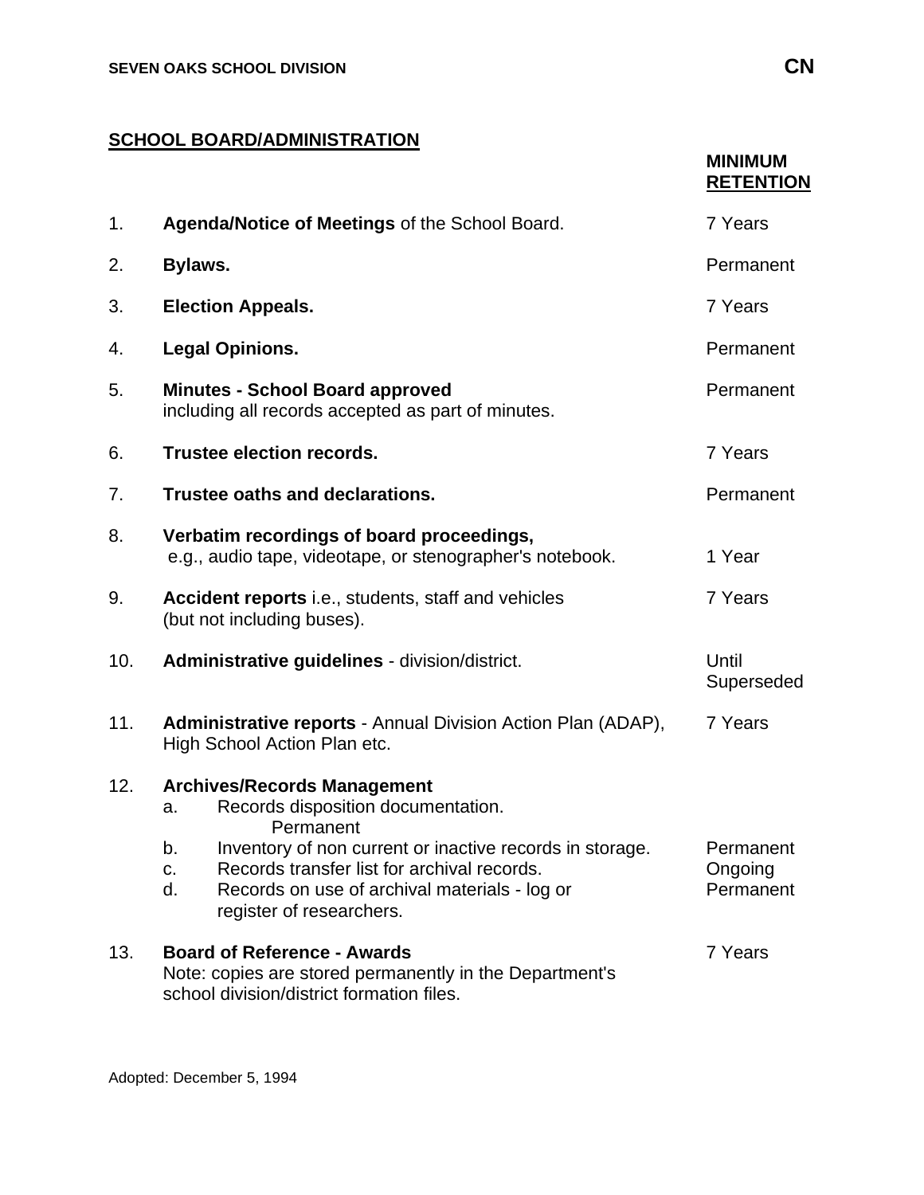## SCHOOL BOARD/ADMINISTRATION

| | | MINIMUM RETENTION |
|---|---|---|
| 1. | **Agenda/Notice of Meetings** of the School Board. | 7 Years |
| 2. | **Bylaws.** | Permanent |
| 3. | **Election Appeals.** | 7 Years |
| 4. | **Legal Opinions.** | Permanent |
| 5. | **Minutes - School Board approved** including all records accepted as part of minutes. | Permanent |
| 6. | **Trustee election records.** | 7 Years |
| 7. | **Trustee oaths and declarations.** | Permanent |
| 8. | **Verbatim recordings of board proceedings,** e.g., audio tape, videotape, or stenographer's notebook. | 1 Year |
| 9. | **Accident reports** i.e., students, staff and vehicles (but not including buses). | 7 Years |
| 10. | **Administrative guidelines** - division/district. | Until Superseded |
| 11. | **Administrative reports** - Annual Division Action Plan (ADAP), High School Action Plan etc. | 7 Years |
| 12. | **Archives/Records Management** | |
| | a. Records disposition documentation. | Permanent |
| | b. Inventory of non current or inactive records in storage. | Permanent |
| | c. Records transfer list for archival records. | Ongoing |
| | d. Records on use of archival materials - log or register of researchers. | Permanent |
| 13. | **Board of Reference - Awards** Note: copies are stored permanently in the Department's school division/district formation files. | 7 Years |

Adopted: December 5, 1994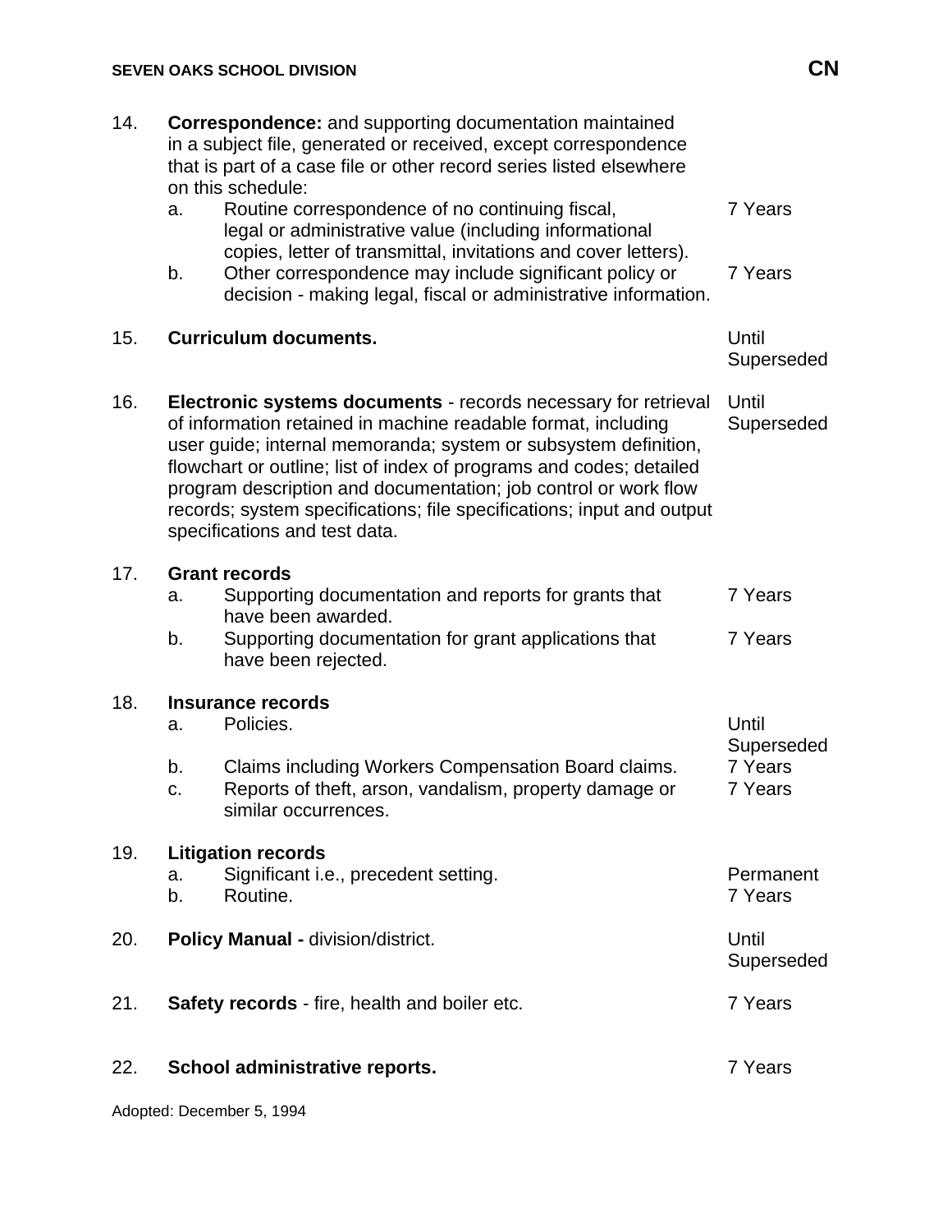14. **Correspondence:** and supporting documentation maintained in a subject file, generated or received, except correspondence that is part of a case file or other record series listed elsewhere on this schedule:
    a. Routine correspondence of no continuing fiscal, legal or administrative value (including informational copies, letter of transmittal, invitations and cover letters). — 7 Years
    b. Other correspondence may include significant policy or decision - making legal, fiscal or administrative information. — 7 Years

15. **Curriculum documents.** — Until Superseded

16. **Electronic systems documents** - records necessary for retrieval of information retained in machine readable format, including user guide; internal memoranda; system or subsystem definition, flowchart or outline; list of index of programs and codes; detailed program description and documentation; job control or work flow records; system specifications; file specifications; input and output specifications and test data. — Until Superseded

17. **Grant records**
    a. Supporting documentation and reports for grants that have been awarded. — 7 Years
    b. Supporting documentation for grant applications that have been rejected. — 7 Years

18. **Insurance records**
    a. Policies. — Until Superseded
    b. Claims including Workers Compensation Board claims. — 7 Years
    c. Reports of theft, arson, vandalism, property damage or similar occurrences. — 7 Years

19. **Litigation records**
    a. Significant i.e., precedent setting. — Permanent
    b. Routine. — 7 Years

20. **Policy Manual -** division/district. — Until Superseded

21. **Safety records** - fire, health and boiler etc. — 7 Years

22. **School administrative reports.** — 7 Years

Adopted: December 5, 1994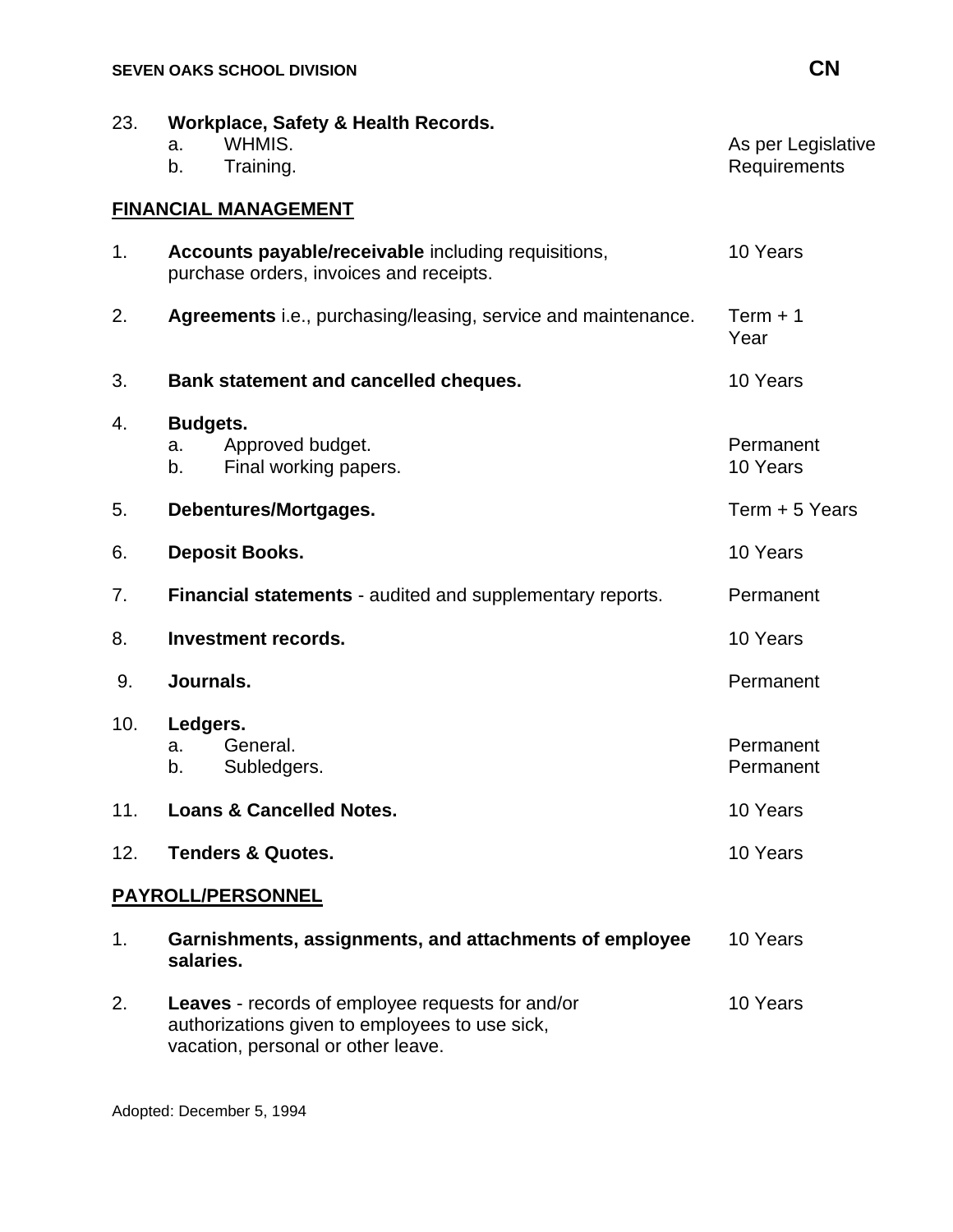23. **Workplace, Safety & Health Records.** — As per Legislative Requirements
    a. WHMIS.
    b. Training.

## FINANCIAL MANAGEMENT

| No. | Record | Retention |
|---|---|---|
| 1. | **Accounts payable/receivable** including requisitions, purchase orders, invoices and receipts. | 10 Years |
| 2. | **Agreements** i.e., purchasing/leasing, service and maintenance. | Term + 1 Year |
| 3. | **Bank statement and cancelled cheques.** | 10 Years |
| 4. | **Budgets.** | |
| | a. Approved budget. | Permanent |
| | b. Final working papers. | 10 Years |
| 5. | **Debentures/Mortgages.** | Term + 5 Years |
| 6. | **Deposit Books.** | 10 Years |
| 7. | **Financial statements** - audited and supplementary reports. | Permanent |
| 8. | **Investment records.** | 10 Years |
| 9. | **Journals.** | Permanent |
| 10. | **Ledgers.** | |
| | a. General. | Permanent |
| | b. Subledgers. | Permanent |
| 11. | **Loans & Cancelled Notes.** | 10 Years |
| 12. | **Tenders & Quotes.** | 10 Years |

## PAYROLL/PERSONNEL

| No. | Record | Retention |
|---|---|---|
| 1. | **Garnishments, assignments, and attachments of employee salaries.** | 10 Years |
| 2. | **Leaves** - records of employee requests for and/or authorizations given to employees to use sick, vacation, personal or other leave. | 10 Years |

Adopted: December 5, 1994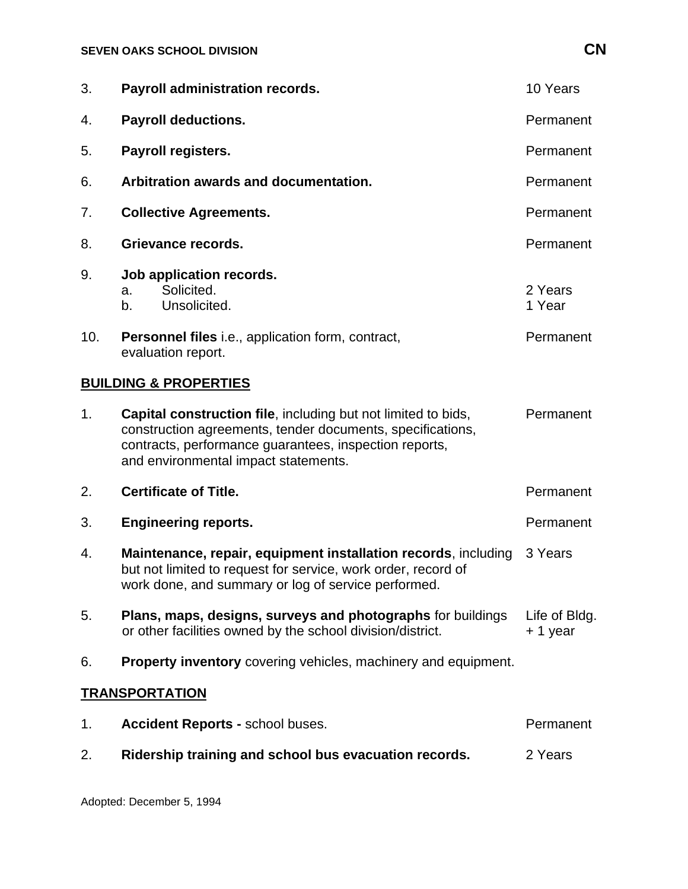| | | |
|---|---|---|
| 3. | **Payroll administration records.** | 10 Years |
| 4. | **Payroll deductions.** | Permanent |
| 5. | **Payroll registers.** | Permanent |
| 6. | **Arbitration awards and documentation.** | Permanent |
| 7. | **Collective Agreements.** | Permanent |
| 8. | **Grievance records.** | Permanent |
| 9. | **Job application records.**<br>a. Solicited.<br>b. Unsolicited. | <br>2 Years<br>1 Year |
| 10. | **Personnel files** i.e., application form, contract, evaluation report. | Permanent |

**BUILDING & PROPERTIES**

| | | |
|---|---|---|
| 1. | **Capital construction file**, including but not limited to bids, construction agreements, tender documents, specifications, contracts, performance guarantees, inspection reports, and environmental impact statements. | Permanent |
| 2. | **Certificate of Title.** | Permanent |
| 3. | **Engineering reports.** | Permanent |
| 4. | **Maintenance, repair, equipment installation records**, including but not limited to request for service, work order, record of work done, and summary or log of service performed. | 3 Years |
| 5. | **Plans, maps, designs, surveys and photographs** for buildings or other facilities owned by the school division/district. | Life of Bldg. + 1 year |
| 6. | **Property inventory** covering vehicles, machinery and equipment. | |

**TRANSPORTATION**

| | | |
|---|---|---|
| 1. | **Accident Reports -** school buses. | Permanent |
| 2. | **Ridership training and school bus evacuation records.** | 2 Years |

Adopted: December 5, 1994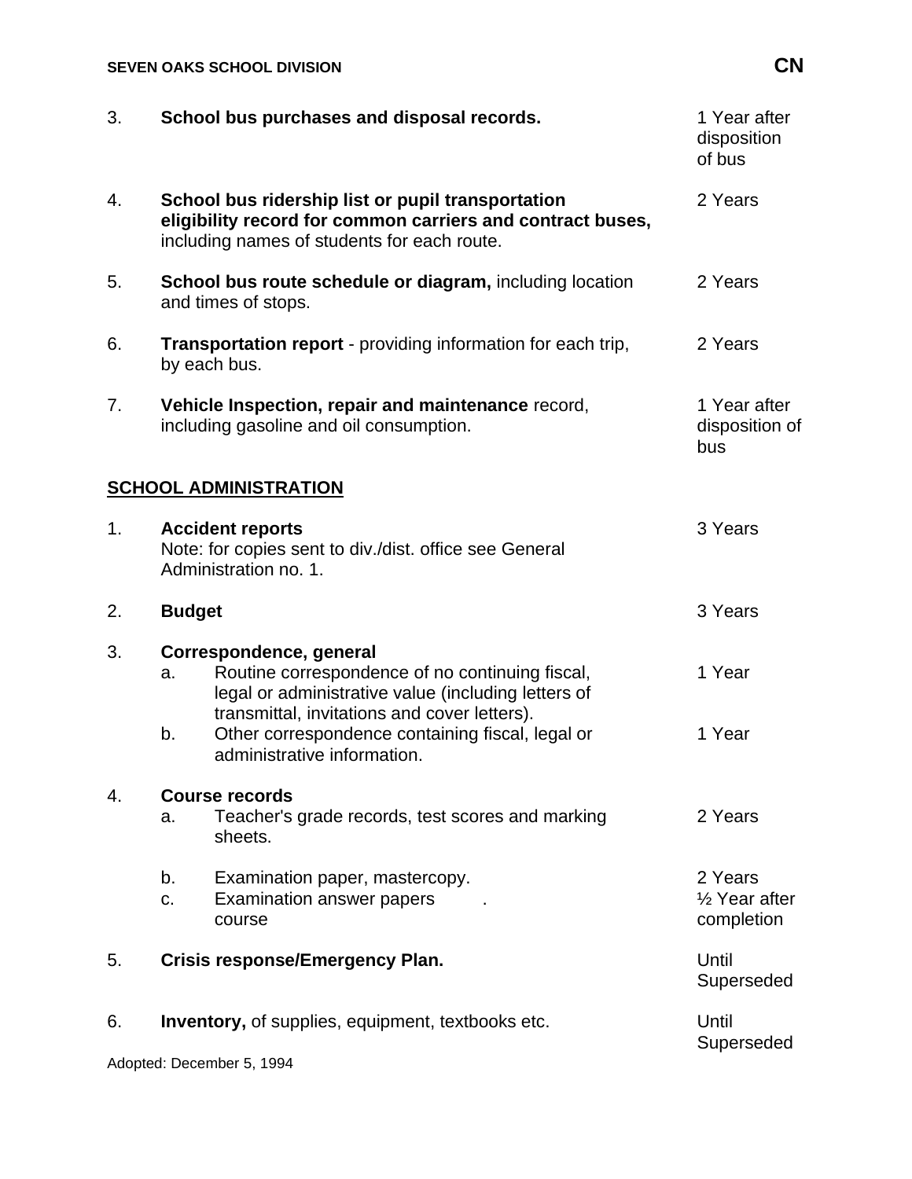| No. | Record | Retention |
|---|---|---|
| 3. | **School bus purchases and disposal records.** | 1 Year after disposition of bus |
| 4. | **School bus ridership list or pupil transportation eligibility record for common carriers and contract buses,** including names of students for each route. | 2 Years |
| 5. | **School bus route schedule or diagram,** including location and times of stops. | 2 Years |
| 6. | **Transportation report** - providing information for each trip, by each bus. | 2 Years |
| 7. | **Vehicle Inspection, repair and maintenance** record, including gasoline and oil consumption. | 1 Year after disposition of bus |

## SCHOOL ADMINISTRATION

| No. | Record | Retention |
|---|---|---|
| 1. | **Accident reports**<br>Note: for copies sent to div./dist. office see General Administration no. 1. | 3 Years |
| 2. | **Budget** | 3 Years |
| 3. | **Correspondence, general** | |
| | a. Routine correspondence of no continuing fiscal, legal or administrative value (including letters of transmittal, invitations and cover letters). | 1 Year |
| | b. Other correspondence containing fiscal, legal or administrative information. | 1 Year |
| 4. | **Course records** | |
| | a. Teacher's grade records, test scores and marking sheets. | 2 Years |
| | b. Examination paper, mastercopy. | 2 Years |
| | c. Examination answer papers . | ½ Year after course completion |
| 5. | **Crisis response/Emergency Plan.** | Until Superseded |
| 6. | **Inventory,** of supplies, equipment, textbooks etc. | Until Superseded |

Adopted: December 5, 1994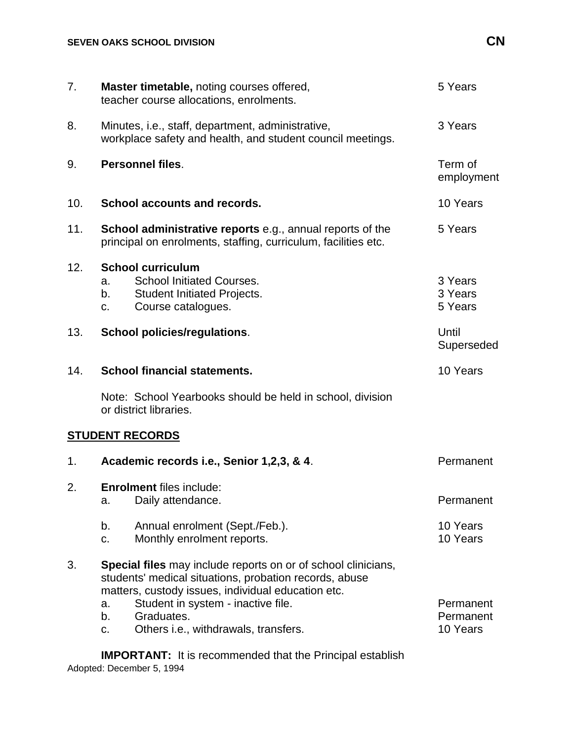| | | |
|---|---|---|
| 7. | **Master timetable,** noting courses offered, teacher course allocations, enrolments. | 5 Years |
| 8. | Minutes, i.e., staff, department, administrative, workplace safety and health, and student council meetings. | 3 Years |
| 9. | **Personnel files**. | Term of employment |
| 10. | **School accounts and records.** | 10 Years |
| 11. | **School administrative reports** e.g., annual reports of the principal on enrolments, staffing, curriculum, facilities etc. | 5 Years |
| 12. | **School curriculum** | |
| | a. School Initiated Courses. | 3 Years |
| | b. Student Initiated Projects. | 3 Years |
| | c. Course catalogues. | 5 Years |
| 13. | **School policies/regulations**. | Until Superseded |
| 14. | **School financial statements.** | 10 Years |

Note: School Yearbooks should be held in school, division or district libraries.

## STUDENT RECORDS

| | | |
|---|---|---|
| 1. | **Academic records i.e., Senior 1,2,3, & 4**. | Permanent |
| 2. | **Enrolment** files include: | |
| | a. Daily attendance. | Permanent |
| | b. Annual enrolment (Sept./Feb.). | 10 Years |
| | c. Monthly enrolment reports. | 10 Years |
| 3. | **Special files** may include reports on or of school clinicians, students' medical situations, probation records, abuse matters, custody issues, individual education etc. | |
| | a. Student in system - inactive file. | Permanent |
| | b. Graduates. | Permanent |
| | c. Others i.e., withdrawals, transfers. | 10 Years |

**IMPORTANT:** It is recommended that the Principal establish

Adopted: December 5, 1994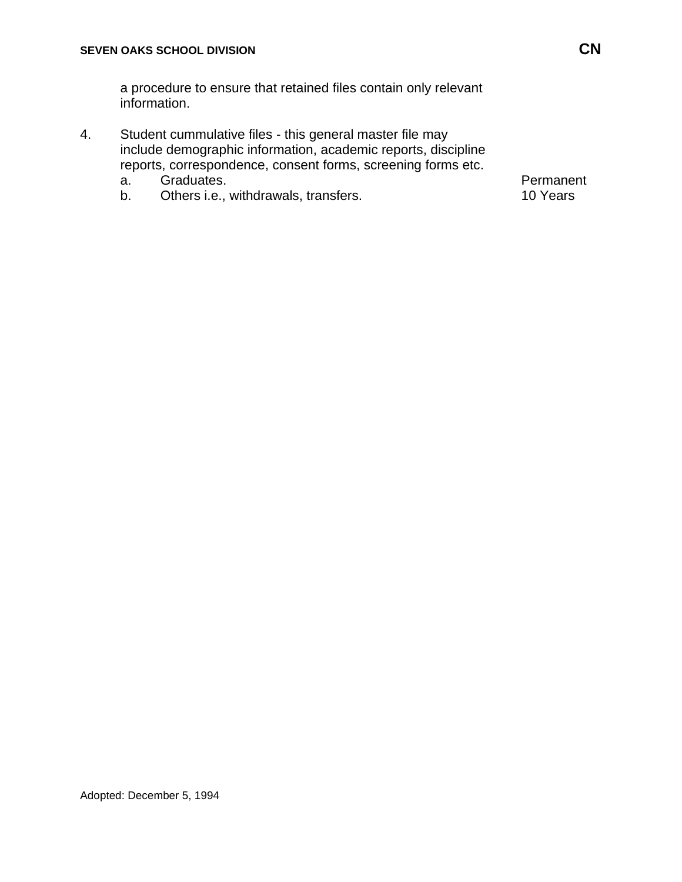a procedure to ensure that retained files contain only relevant information.

4. Student cummulative files - this general master file may include demographic information, academic reports, discipline reports, correspondence, consent forms, screening forms etc.

| | | |
|---|---|---|
| a. | Graduates. | Permanent |
| b. | Others i.e., withdrawals, transfers. | 10 Years |

Adopted: December 5, 1994